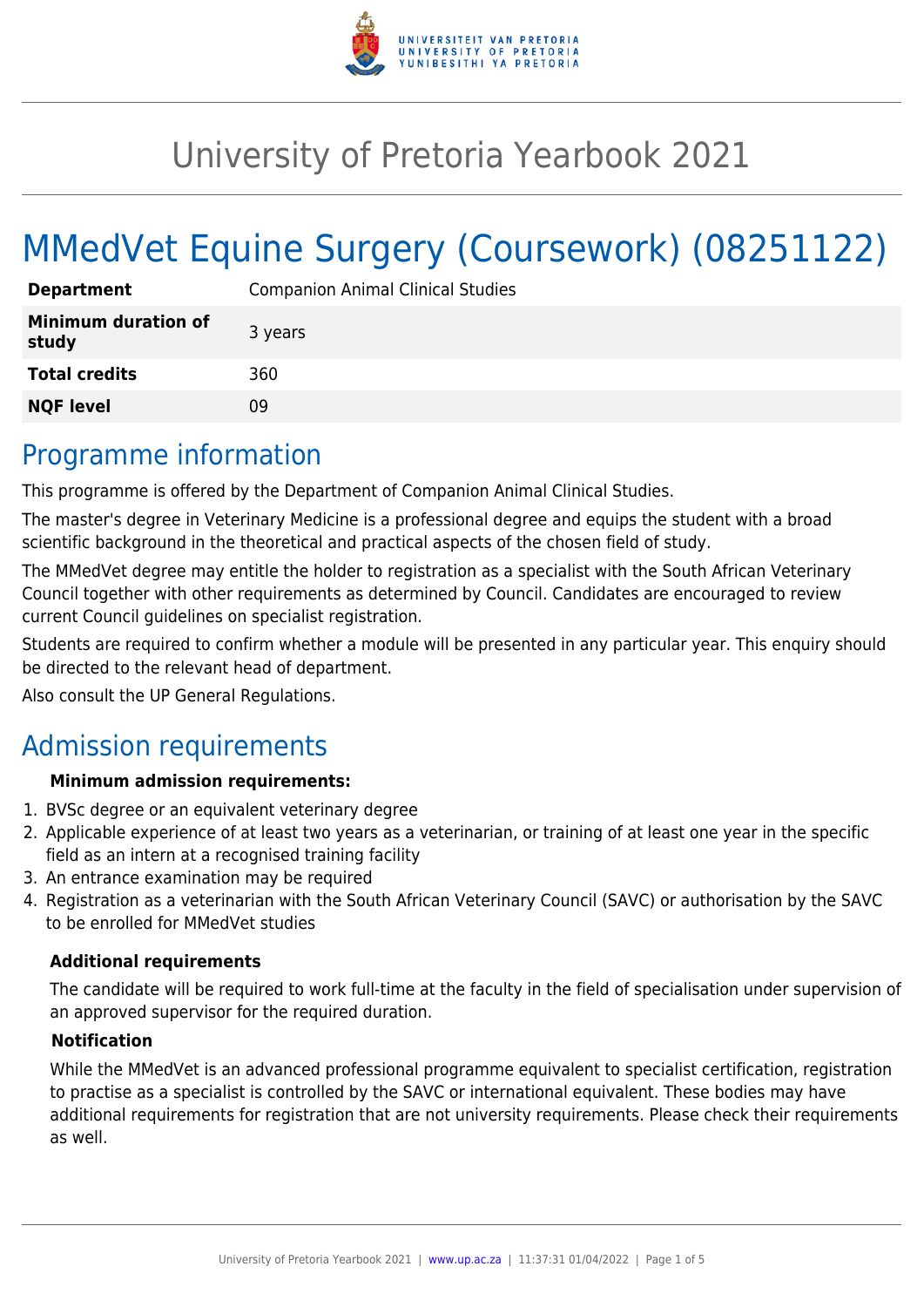# University of Pretoria Yearbook 2021

# MMedVet Equine Surgery (Coursework) (08251122)

| | |
|---|---|
| **Department** | Companion Animal Clinical Studies |
| **Minimum duration of study** | 3 years |
| **Total credits** | 360 |
| **NQF level** | 09 |

## Programme information

This programme is offered by the Department of Companion Animal Clinical Studies.

The master's degree in Veterinary Medicine is a professional degree and equips the student with a broad scientific background in the theoretical and practical aspects of the chosen field of study.

The MMedVet degree may entitle the holder to registration as a specialist with the South African Veterinary Council together with other requirements as determined by Council. Candidates are encouraged to review current Council guidelines on specialist registration.

Students are required to confirm whether a module will be presented in any particular year. This enquiry should be directed to the relevant head of department.

Also consult the UP General Regulations.

## Admission requirements

**Minimum admission requirements:**

1. BVSc degree or an equivalent veterinary degree
2. Applicable experience of at least two years as a veterinarian, or training of at least one year in the specific field as an intern at a recognised training facility
3. An entrance examination may be required
4. Registration as a veterinarian with the South African Veterinary Council (SAVC) or authorisation by the SAVC to be enrolled for MMedVet studies

**Additional requirements**

The candidate will be required to work full-time at the faculty in the field of specialisation under supervision of an approved supervisor for the required duration.

**Notification**

While the MMedVet is an advanced professional programme equivalent to specialist certification, registration to practise as a specialist is controlled by the SAVC or international equivalent. These bodies may have additional requirements for registration that are not university requirements. Please check their requirements as well.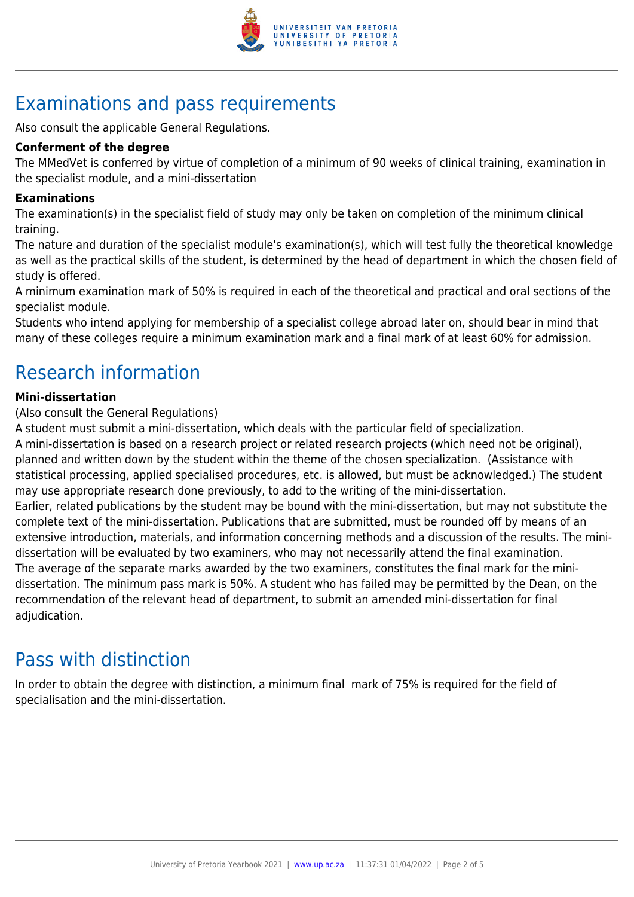# Examinations and pass requirements

Also consult the applicable General Regulations.

**Conferment of the degree**

The MMedVet is conferred by virtue of completion of a minimum of 90 weeks of clinical training, examination in the specialist module, and a mini-dissertation

**Examinations**

The examination(s) in the specialist field of study may only be taken on completion of the minimum clinical training.

The nature and duration of the specialist module's examination(s), which will test fully the theoretical knowledge as well as the practical skills of the student, is determined by the head of department in which the chosen field of study is offered.

A minimum examination mark of 50% is required in each of the theoretical and practical and oral sections of the specialist module.

Students who intend applying for membership of a specialist college abroad later on, should bear in mind that many of these colleges require a minimum examination mark and a final mark of at least 60% for admission.

# Research information

**Mini-dissertation**

(Also consult the General Regulations)

A student must submit a mini-dissertation, which deals with the particular field of specialization.

A mini-dissertation is based on a research project or related research projects (which need not be original), planned and written down by the student within the theme of the chosen specialization. (Assistance with statistical processing, applied specialised procedures, etc. is allowed, but must be acknowledged.) The student may use appropriate research done previously, to add to the writing of the mini-dissertation.

Earlier, related publications by the student may be bound with the mini-dissertation, but may not substitute the complete text of the mini-dissertation. Publications that are submitted, must be rounded off by means of an extensive introduction, materials, and information concerning methods and a discussion of the results. The mini-dissertation will be evaluated by two examiners, who may not necessarily attend the final examination.

The average of the separate marks awarded by the two examiners, constitutes the final mark for the mini-dissertation. The minimum pass mark is 50%. A student who has failed may be permitted by the Dean, on the recommendation of the relevant head of department, to submit an amended mini-dissertation for final adjudication.

# Pass with distinction

In order to obtain the degree with distinction, a minimum final mark of 75% is required for the field of specialisation and the mini-dissertation.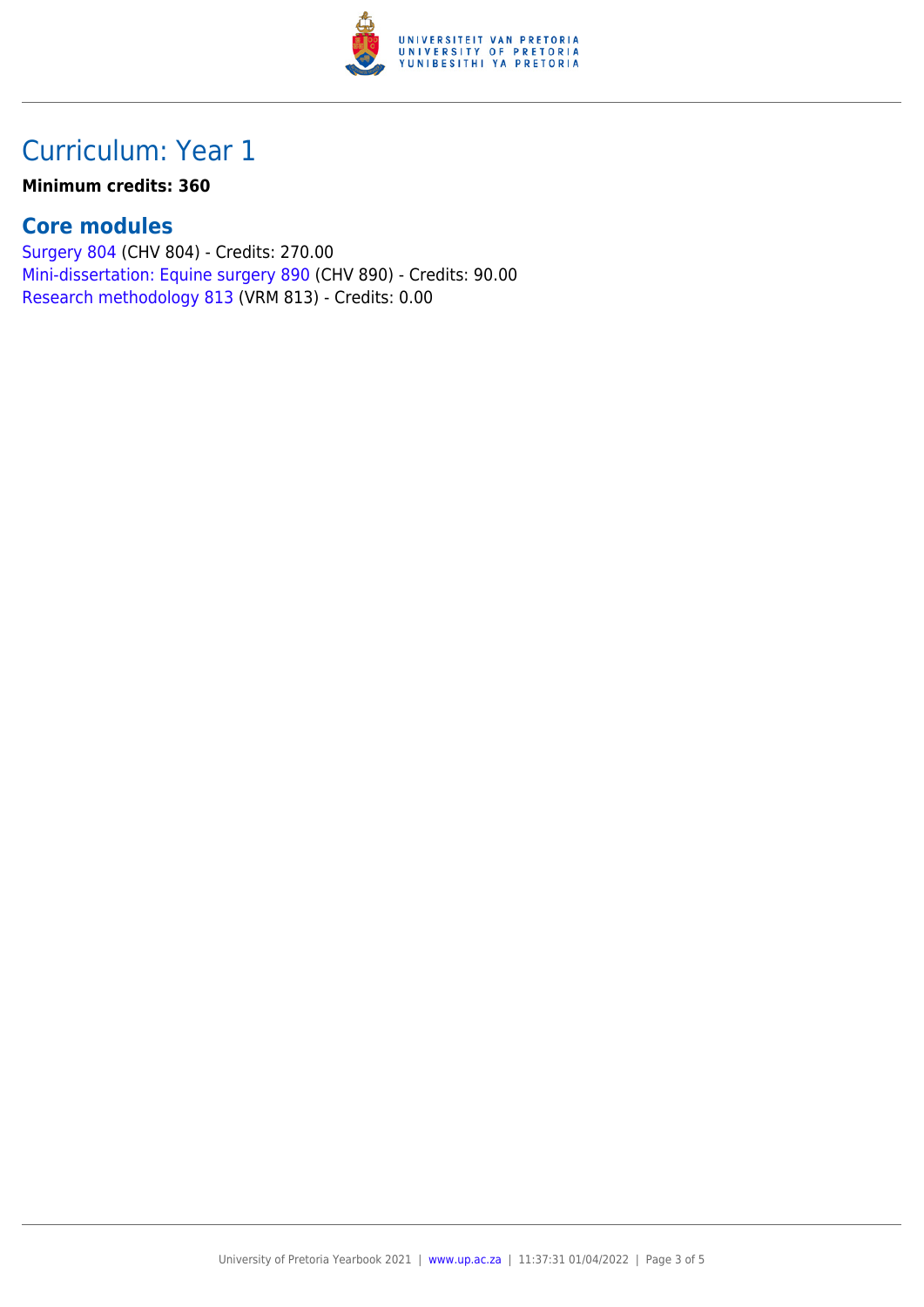# Curriculum: Year 1

**Minimum credits: 360**

## Core modules

Surgery 804 (CHV 804) - Credits: 270.00
Mini-dissertation: Equine surgery 890 (CHV 890) - Credits: 90.00
Research methodology 813 (VRM 813) - Credits: 0.00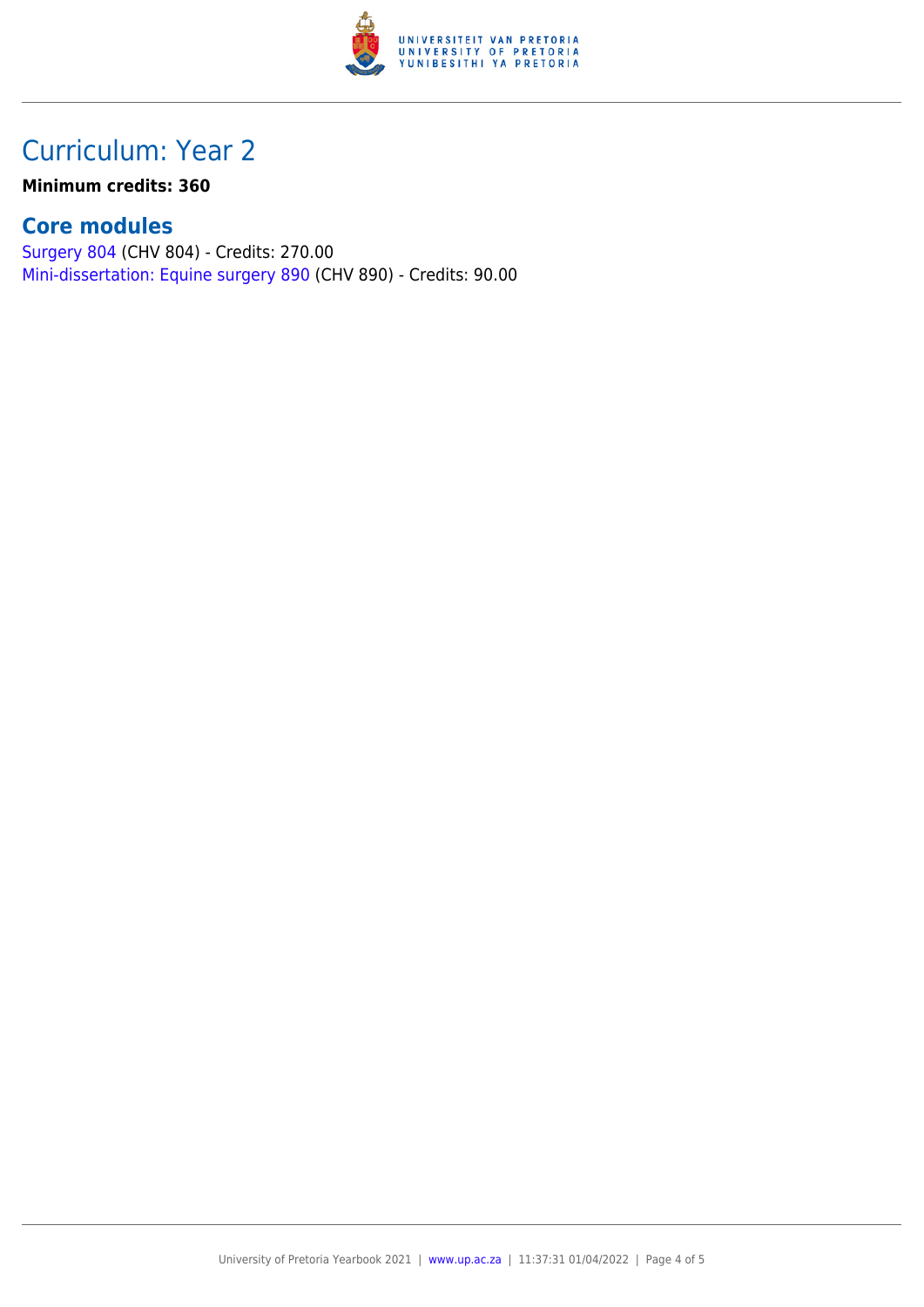# Curriculum: Year 2

**Minimum credits: 360**

## Core modules

Surgery 804 (CHV 804) - Credits: 270.00
Mini-dissertation: Equine surgery 890 (CHV 890) - Credits: 90.00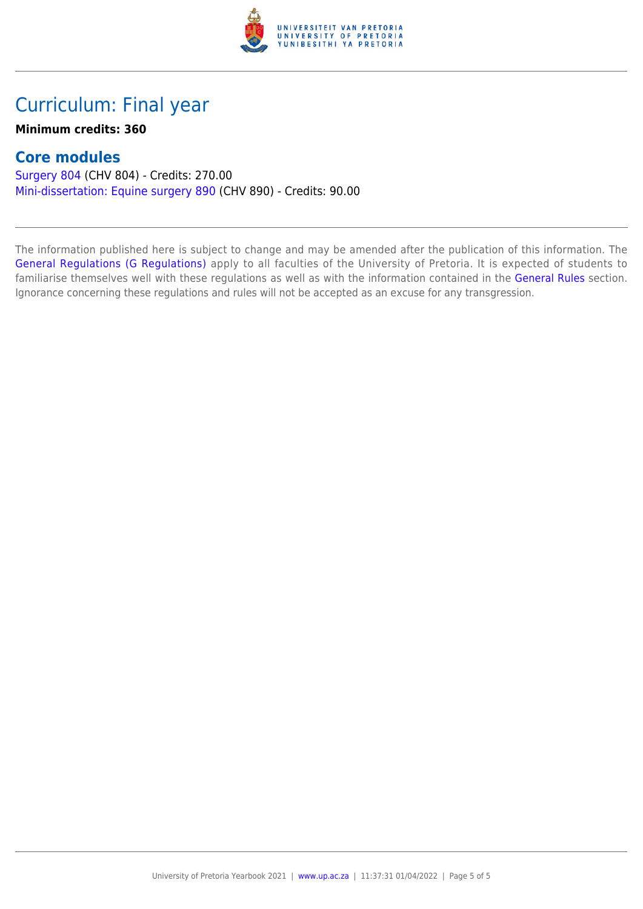## Curriculum: Final year

**Minimum credits: 360**

### Core modules

Surgery 804 (CHV 804) - Credits: 270.00
Mini-dissertation: Equine surgery 890 (CHV 890) - Credits: 90.00

---

The information published here is subject to change and may be amended after the publication of this information. The General Regulations (G Regulations) apply to all faculties of the University of Pretoria. It is expected of students to familiarise themselves well with these regulations as well as with the information contained in the General Rules section. Ignorance concerning these regulations and rules will not be accepted as an excuse for any transgression.